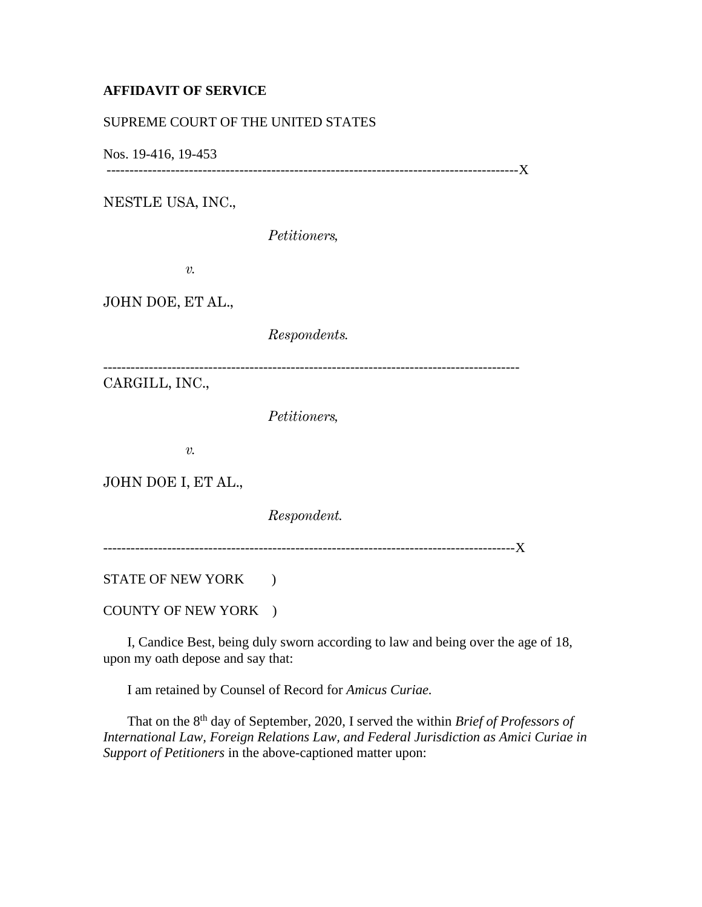**AFFIDAVIT OF SERVICE**

SUPREME COURT OF THE UNITED STATES

Nos. 19-416, 19-453

------------------------------------------------------------------------------------------X

NESTLE USA, INC.,

*Petitioners,*

*v.*

JOHN DOE, ET AL.,

*Respondents.*

------------------------------------------------------------------------------------------

CARGILL, INC.,

*Petitioners,*

*v.*

JOHN DOE I, ET AL.,

*Respondent.*

------------------------------------------------------------------------------------------X

STATE OF NEW YORK )

COUNTY OF NEW YORK )

I, Candice Best, being duly sworn according to law and being over the age of 18, upon my oath depose and say that:

I am retained by Counsel of Record for *Amicus Curiae.*

That on the 8th day of September, 2020, I served the within *Brief of Professors of International Law, Foreign Relations Law, and Federal Jurisdiction as Amici Curiae in Support of Petitioners* in the above-captioned matter upon: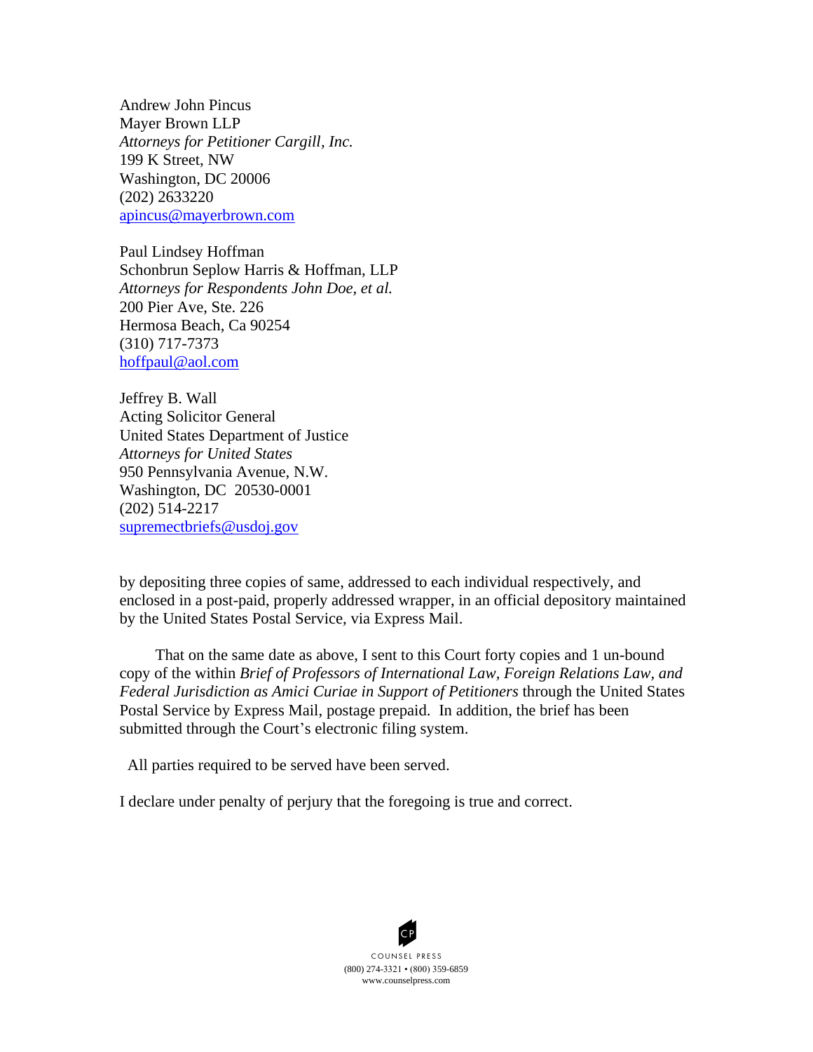Andrew John Pincus
Mayer Brown LLP
*Attorneys for Petitioner Cargill, Inc.*
199 K Street, NW
Washington, DC 20006
(202) 2633220
apincus@mayerbrown.com

Paul Lindsey Hoffman
Schonbrun Seplow Harris & Hoffman, LLP
*Attorneys for Respondents John Doe, et al.*
200 Pier Ave, Ste. 226
Hermosa Beach, Ca 90254
(310) 717-7373
hoffpaul@aol.com

Jeffrey B. Wall
Acting Solicitor General
United States Department of Justice
*Attorneys for United States*
950 Pennsylvania Avenue, N.W.
Washington, DC 20530-0001
(202) 514-2217
supremectbriefs@usdoj.gov

by depositing three copies of same, addressed to each individual respectively, and enclosed in a post-paid, properly addressed wrapper, in an official depository maintained by the United States Postal Service, via Express Mail.

That on the same date as above, I sent to this Court forty copies and 1 un-bound copy of the within *Brief of Professors of International Law, Foreign Relations Law, and Federal Jurisdiction as Amici Curiae in Support of Petitioners* through the United States Postal Service by Express Mail, postage prepaid. In addition, the brief has been submitted through the Court's electronic filing system.

All parties required to be served have been served.

I declare under penalty of perjury that the foregoing is true and correct.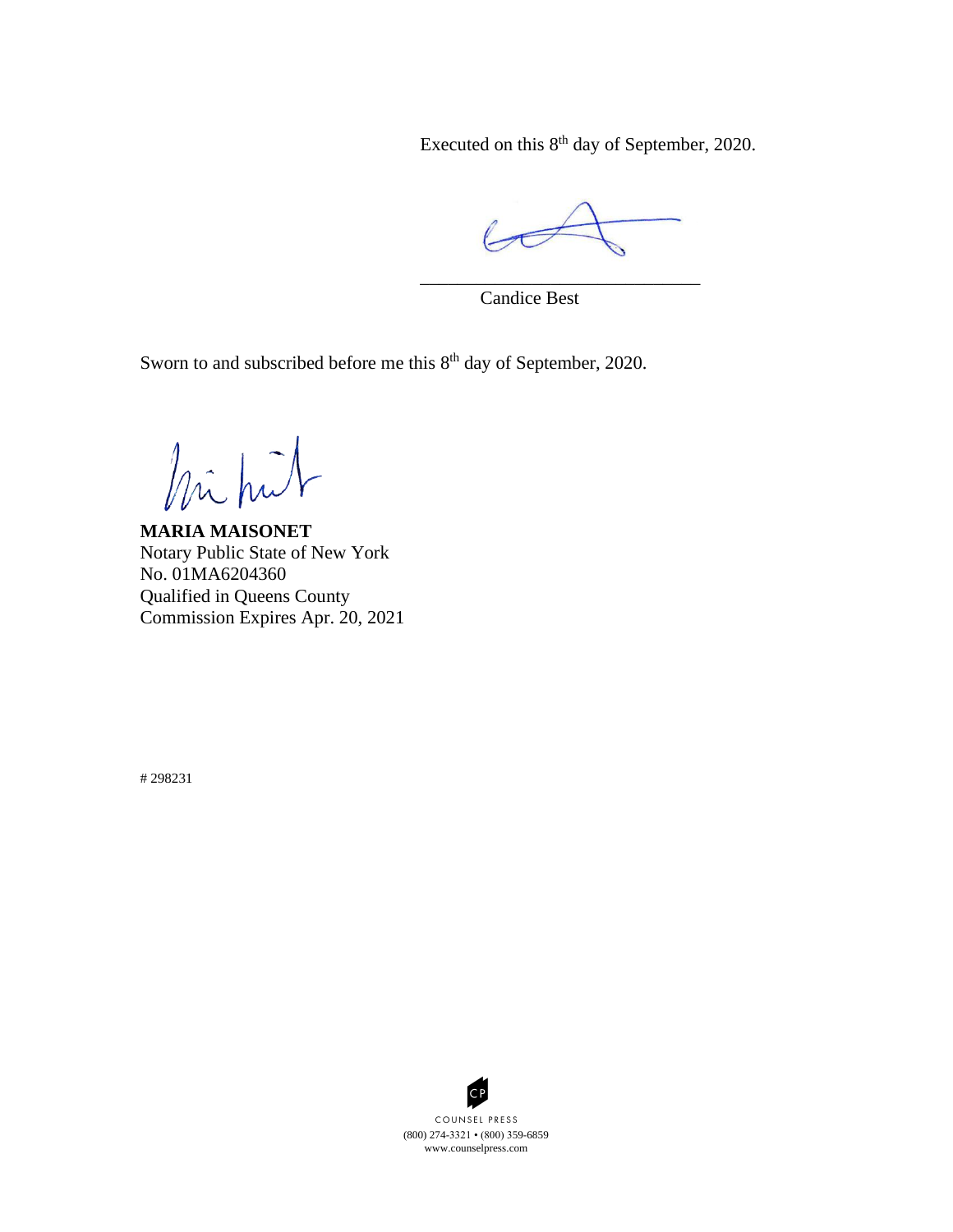Executed on this 8th day of September, 2020.

\_\_\_\_\_\_\_\_\_\_\_\_\_\_\_\_\_\_\_\_\_\_\_\_\_\_\_\_\_\_\_\_
Candice Best

Sworn to and subscribed before me this 8th day of September, 2020.

**MARIA MAISONET**
Notary Public State of New York
No. 01MA6204360
Qualified in Queens County
Commission Expires Apr. 20, 2021

# 298231

COUNSEL PRESS
(800) 274-3321 • (800) 359-6859
www.counselpress.com